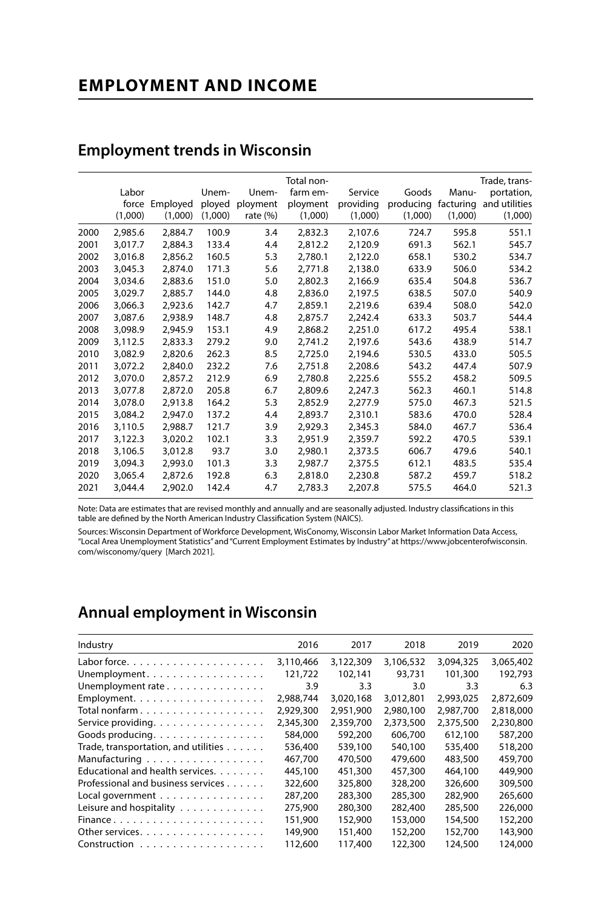# EMPLOYMENT AND INCOME

## Employment trends in Wisconsin

| | Labor force (1,000) | Employed (1,000) | Unemployed (1,000) | Unemployment rate (%) | Total nonfarm employment (1,000) | Service providing (1,000) | Goods producing (1,000) | Manufacturing (1,000) | Trade, transportation, and utilities (1,000) |
|---|---|---|---|---|---|---|---|---|---|
| 2000 | 2,985.6 | 2,884.7 | 100.9 | 3.4 | 2,832.3 | 2,107.6 | 724.7 | 595.8 | 551.1 |
| 2001 | 3,017.7 | 2,884.3 | 133.4 | 4.4 | 2,812.2 | 2,120.9 | 691.3 | 562.1 | 545.7 |
| 2002 | 3,016.8 | 2,856.2 | 160.5 | 5.3 | 2,780.1 | 2,122.0 | 658.1 | 530.2 | 534.7 |
| 2003 | 3,045.3 | 2,874.0 | 171.3 | 5.6 | 2,771.8 | 2,138.0 | 633.9 | 506.0 | 534.2 |
| 2004 | 3,034.6 | 2,883.6 | 151.0 | 5.0 | 2,802.3 | 2,166.9 | 635.4 | 504.8 | 536.7 |
| 2005 | 3,029.7 | 2,885.7 | 144.0 | 4.8 | 2,836.0 | 2,197.5 | 638.5 | 507.0 | 540.9 |
| 2006 | 3,066.3 | 2,923.6 | 142.7 | 4.7 | 2,859.1 | 2,219.6 | 639.4 | 508.0 | 542.0 |
| 2007 | 3,087.6 | 2,938.9 | 148.7 | 4.8 | 2,875.7 | 2,242.4 | 633.3 | 503.7 | 544.4 |
| 2008 | 3,098.9 | 2,945.9 | 153.1 | 4.9 | 2,868.2 | 2,251.0 | 617.2 | 495.4 | 538.1 |
| 2009 | 3,112.5 | 2,833.3 | 279.2 | 9.0 | 2,741.2 | 2,197.6 | 543.6 | 438.9 | 514.7 |
| 2010 | 3,082.9 | 2,820.6 | 262.3 | 8.5 | 2,725.0 | 2,194.6 | 530.5 | 433.0 | 505.5 |
| 2011 | 3,072.2 | 2,840.0 | 232.2 | 7.6 | 2,751.8 | 2,208.6 | 543.2 | 447.4 | 507.9 |
| 2012 | 3,070.0 | 2,857.2 | 212.9 | 6.9 | 2,780.8 | 2,225.6 | 555.2 | 458.2 | 509.5 |
| 2013 | 3,077.8 | 2,872.0 | 205.8 | 6.7 | 2,809.6 | 2,247.3 | 562.3 | 460.1 | 514.8 |
| 2014 | 3,078.0 | 2,913.8 | 164.2 | 5.3 | 2,852.9 | 2,277.9 | 575.0 | 467.3 | 521.5 |
| 2015 | 3,084.2 | 2,947.0 | 137.2 | 4.4 | 2,893.7 | 2,310.1 | 583.6 | 470.0 | 528.4 |
| 2016 | 3,110.5 | 2,988.7 | 121.7 | 3.9 | 2,929.3 | 2,345.3 | 584.0 | 467.7 | 536.4 |
| 2017 | 3,122.3 | 3,020.2 | 102.1 | 3.3 | 2,951.9 | 2,359.7 | 592.2 | 470.5 | 539.1 |
| 2018 | 3,106.5 | 3,012.8 | 93.7 | 3.0 | 2,980.1 | 2,373.5 | 606.7 | 479.6 | 540.1 |
| 2019 | 3,094.3 | 2,993.0 | 101.3 | 3.3 | 2,987.7 | 2,375.5 | 612.1 | 483.5 | 535.4 |
| 2020 | 3,065.4 | 2,872.6 | 192.8 | 6.3 | 2,818.0 | 2,230.8 | 587.2 | 459.7 | 518.2 |
| 2021 | 3,044.4 | 2,902.0 | 142.4 | 4.7 | 2,783.3 | 2,207.8 | 575.5 | 464.0 | 521.3 |

Note: Data are estimates that are revised monthly and annually and are seasonally adjusted. Industry classifications in this table are defined by the North American Industry Classification System (NAICS).

Sources: Wisconsin Department of Workforce Development, WisConomy, Wisconsin Labor Market Information Data Access, "Local Area Unemployment Statistics" and "Current Employment Estimates by Industry" at https://www.jobcenterofwisconsin.com/wisconomy/query [March 2021].

## Annual employment in Wisconsin

| Industry | 2016 | 2017 | 2018 | 2019 | 2020 |
|---|---|---|---|---|---|
| Labor force | 3,110,466 | 3,122,309 | 3,106,532 | 3,094,325 | 3,065,402 |
| Unemployment | 121,722 | 102,141 | 93,731 | 101,300 | 192,793 |
| Unemployment rate | 3.9 | 3.3 | 3.0 | 3.3 | 6.3 |
| Employment | 2,988,744 | 3,020,168 | 3,012,801 | 2,993,025 | 2,872,609 |
| Total nonfarm | 2,929,300 | 2,951,900 | 2,980,100 | 2,987,700 | 2,818,000 |
| Service providing | 2,345,300 | 2,359,700 | 2,373,500 | 2,375,500 | 2,230,800 |
| Goods producing | 584,000 | 592,200 | 606,700 | 612,100 | 587,200 |
| Trade, transportation, and utilities | 536,400 | 539,100 | 540,100 | 535,400 | 518,200 |
| Manufacturing | 467,700 | 470,500 | 479,600 | 483,500 | 459,700 |
| Educational and health services | 445,100 | 451,300 | 457,300 | 464,100 | 449,900 |
| Professional and business services | 322,600 | 325,800 | 328,200 | 326,600 | 309,500 |
| Local government | 287,200 | 283,300 | 285,300 | 282,900 | 265,600 |
| Leisure and hospitality | 275,900 | 280,300 | 282,400 | 285,500 | 226,000 |
| Finance | 151,900 | 152,900 | 153,000 | 154,500 | 152,200 |
| Other services | 149,900 | 151,400 | 152,200 | 152,700 | 143,900 |
| Construction | 112,600 | 117,400 | 122,300 | 124,500 | 124,000 |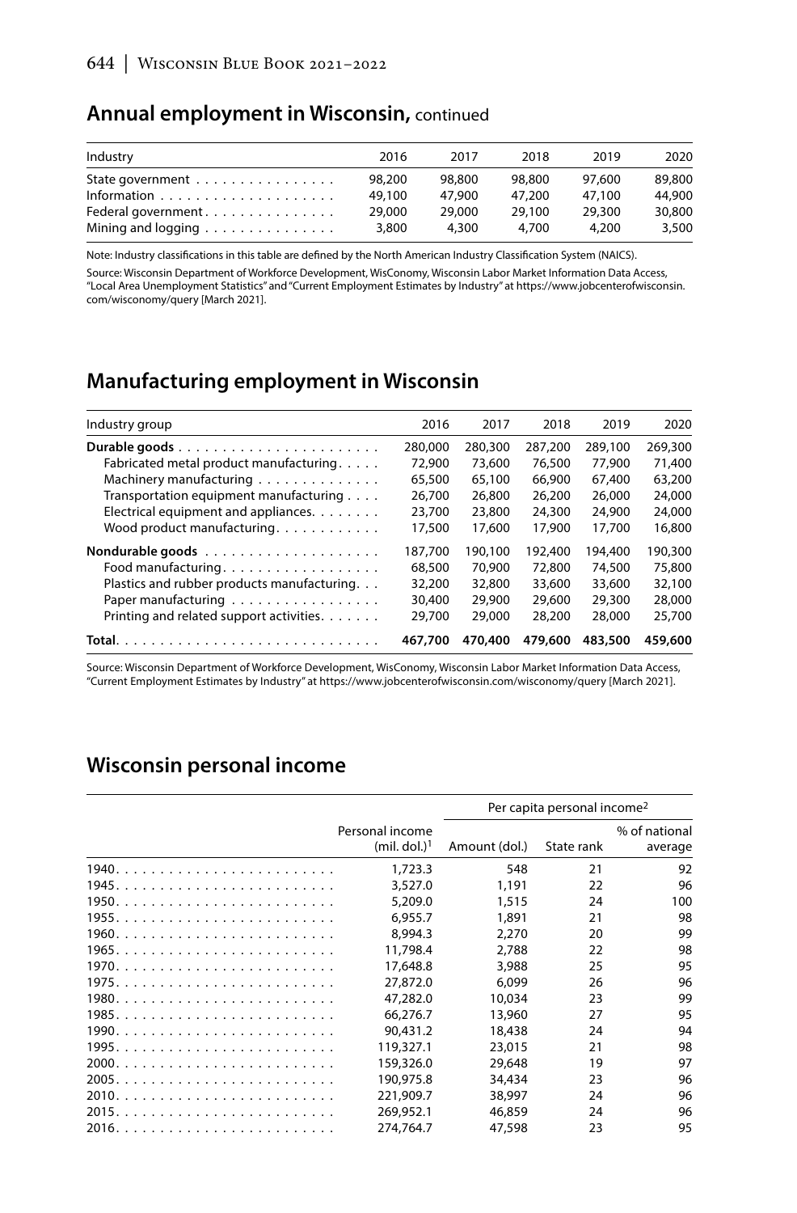## Annual employment in Wisconsin, continued

| Industry | 2016 | 2017 | 2018 | 2019 | 2020 |
|---|---|---|---|---|---|
| State government | 98,200 | 98,800 | 98,800 | 97,600 | 89,800 |
| Information | 49,100 | 47,900 | 47,200 | 47,100 | 44,900 |
| Federal government | 29,000 | 29,000 | 29,100 | 29,300 | 30,800 |
| Mining and logging | 3,800 | 4,300 | 4,700 | 4,200 | 3,500 |

Note: Industry classifications in this table are defined by the North American Industry Classification System (NAICS).

Source: Wisconsin Department of Workforce Development, WisConomy, Wisconsin Labor Market Information Data Access, "Local Area Unemployment Statistics" and "Current Employment Estimates by Industry" at https://www.jobcenterofwisconsin.com/wisconomy/query [March 2021].

## Manufacturing employment in Wisconsin

| Industry group | 2016 | 2017 | 2018 | 2019 | 2020 |
|---|---|---|---|---|---|
| **Durable goods** | 280,000 | 280,300 | 287,200 | 289,100 | 269,300 |
| Fabricated metal product manufacturing | 72,900 | 73,600 | 76,500 | 77,900 | 71,400 |
| Machinery manufacturing | 65,500 | 65,100 | 66,900 | 67,400 | 63,200 |
| Transportation equipment manufacturing | 26,700 | 26,800 | 26,200 | 26,000 | 24,000 |
| Electrical equipment and appliances | 23,700 | 23,800 | 24,300 | 24,900 | 24,000 |
| Wood product manufacturing | 17,500 | 17,600 | 17,900 | 17,700 | 16,800 |
| **Nondurable goods** | 187,700 | 190,100 | 192,400 | 194,400 | 190,300 |
| Food manufacturing | 68,500 | 70,900 | 72,800 | 74,500 | 75,800 |
| Plastics and rubber products manufacturing | 32,200 | 32,800 | 33,600 | 33,600 | 32,100 |
| Paper manufacturing | 30,400 | 29,900 | 29,600 | 29,300 | 28,000 |
| Printing and related support activities | 29,700 | 29,000 | 28,200 | 28,000 | 25,700 |
| **Total** | **467,700** | **470,400** | **479,600** | **483,500** | **459,600** |

Source: Wisconsin Department of Workforce Development, WisConomy, Wisconsin Labor Market Information Data Access, "Current Employment Estimates by Industry" at https://www.jobcenterofwisconsin.com/wisconomy/query [March 2021].

## Wisconsin personal income

| | | Per capita personal income[2] | | |
|---|---|---|---|---|
| | Personal income (mil. dol.)[1] | Amount (dol.) | State rank | % of national average |
| 1940 | 1,723.3 | 548 | 21 | 92 |
| 1945 | 3,527.0 | 1,191 | 22 | 96 |
| 1950 | 5,209.0 | 1,515 | 24 | 100 |
| 1955 | 6,955.7 | 1,891 | 21 | 98 |
| 1960 | 8,994.3 | 2,270 | 20 | 99 |
| 1965 | 11,798.4 | 2,788 | 22 | 98 |
| 1970 | 17,648.8 | 3,988 | 25 | 95 |
| 1975 | 27,872.0 | 6,099 | 26 | 96 |
| 1980 | 47,282.0 | 10,034 | 23 | 99 |
| 1985 | 66,276.7 | 13,960 | 27 | 95 |
| 1990 | 90,431.2 | 18,438 | 24 | 94 |
| 1995 | 119,327.1 | 23,015 | 21 | 98 |
| 2000 | 159,326.0 | 29,648 | 19 | 97 |
| 2005 | 190,975.8 | 34,434 | 23 | 96 |
| 2010 | 221,909.7 | 38,997 | 24 | 96 |
| 2015 | 269,952.1 | 46,859 | 24 | 96 |
| 2016 | 274,764.7 | 47,598 | 23 | 95 |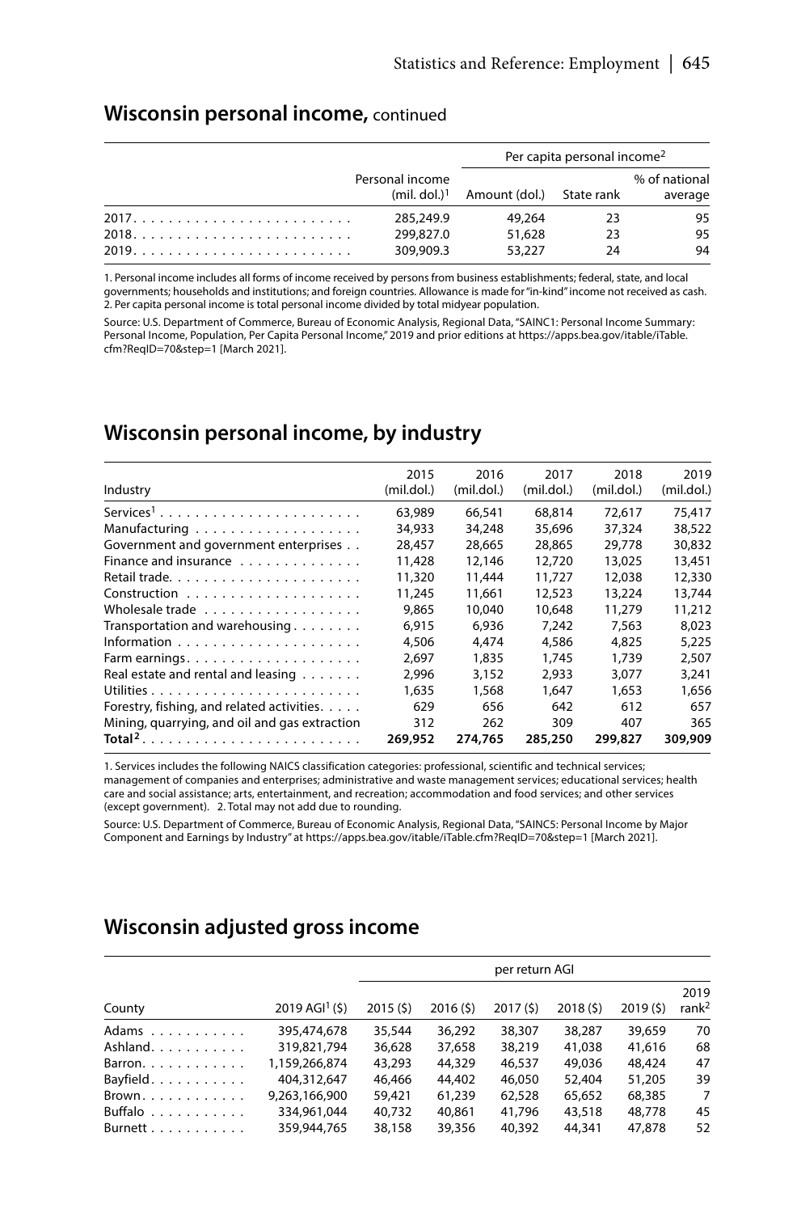## Wisconsin personal income, continued

| | Personal income (mil. dol.)[1] | Per capita personal income[2] | | |
|---|---|---|---|---|
| | | Amount (dol.) | State rank | % of national average |
| 2017 | 285,249.9 | 49,264 | 23 | 95 |
| 2018 | 299,827.0 | 51,628 | 23 | 95 |
| 2019 | 309,909.3 | 53,227 | 24 | 94 |

1. Personal income includes all forms of income received by persons from business establishments; federal, state, and local governments; households and institutions; and foreign countries. Allowance is made for "in-kind" income not received as cash. 2. Per capita personal income is total personal income divided by total midyear population.

Source: U.S. Department of Commerce, Bureau of Economic Analysis, Regional Data, "SAINC1: Personal Income Summary: Personal Income, Population, Per Capita Personal Income," 2019 and prior editions at https://apps.bea.gov/itable/iTable.cfm?ReqID=70&step=1 [March 2021].

## Wisconsin personal income, by industry

| Industry | 2015 (mil.dol.) | 2016 (mil.dol.) | 2017 (mil.dol.) | 2018 (mil.dol.) | 2019 (mil.dol.) |
|---|---|---|---|---|---|
| Services[1] | 63,989 | 66,541 | 68,814 | 72,617 | 75,417 |
| Manufacturing | 34,933 | 34,248 | 35,696 | 37,324 | 38,522 |
| Government and government enterprises | 28,457 | 28,665 | 28,865 | 29,778 | 30,832 |
| Finance and insurance | 11,428 | 12,146 | 12,720 | 13,025 | 13,451 |
| Retail trade | 11,320 | 11,444 | 11,727 | 12,038 | 12,330 |
| Construction | 11,245 | 11,661 | 12,523 | 13,224 | 13,744 |
| Wholesale trade | 9,865 | 10,040 | 10,648 | 11,279 | 11,212 |
| Transportation and warehousing | 6,915 | 6,936 | 7,242 | 7,563 | 8,023 |
| Information | 4,506 | 4,474 | 4,586 | 4,825 | 5,225 |
| Farm earnings | 2,697 | 1,835 | 1,745 | 1,739 | 2,507 |
| Real estate and rental and leasing | 2,996 | 3,152 | 2,933 | 3,077 | 3,241 |
| Utilities | 1,635 | 1,568 | 1,647 | 1,653 | 1,656 |
| Forestry, fishing, and related activities | 629 | 656 | 642 | 612 | 657 |
| Mining, quarrying, and oil and gas extraction | 312 | 262 | 309 | 407 | 365 |
| **Total[2]** | **269,952** | **274,765** | **285,250** | **299,827** | **309,909** |

1. Services includes the following NAICS classification categories: professional, scientific and technical services; management of companies and enterprises; administrative and waste management services; educational services; health care and social assistance; arts, entertainment, and recreation; accommodation and food services; and other services (except government). 2. Total may not add due to rounding.

Source: U.S. Department of Commerce, Bureau of Economic Analysis, Regional Data, "SAINC5: Personal Income by Major Component and Earnings by Industry" at https://apps.bea.gov/itable/iTable.cfm?ReqID=70&step=1 [March 2021].

## Wisconsin adjusted gross income

| County | 2019 AGI[1] ($) | per return AGI | | | | | |
|---|---|---|---|---|---|---|---|
| | | 2015 ($) | 2016 ($) | 2017 ($) | 2018 ($) | 2019 ($) | 2019 rank[2] |
| Adams | 395,474,678 | 35,544 | 36,292 | 38,307 | 38,287 | 39,659 | 70 |
| Ashland | 319,821,794 | 36,628 | 37,658 | 38,219 | 41,038 | 41,616 | 68 |
| Barron | 1,159,266,874 | 43,293 | 44,329 | 46,537 | 49,036 | 48,424 | 47 |
| Bayfield | 404,312,647 | 46,466 | 44,402 | 46,050 | 52,404 | 51,205 | 39 |
| Brown | 9,263,166,900 | 59,421 | 61,239 | 62,528 | 65,652 | 68,385 | 7 |
| Buffalo | 334,961,044 | 40,732 | 40,861 | 41,796 | 43,518 | 48,778 | 45 |
| Burnett | 359,944,765 | 38,158 | 39,356 | 40,392 | 44,341 | 47,878 | 52 |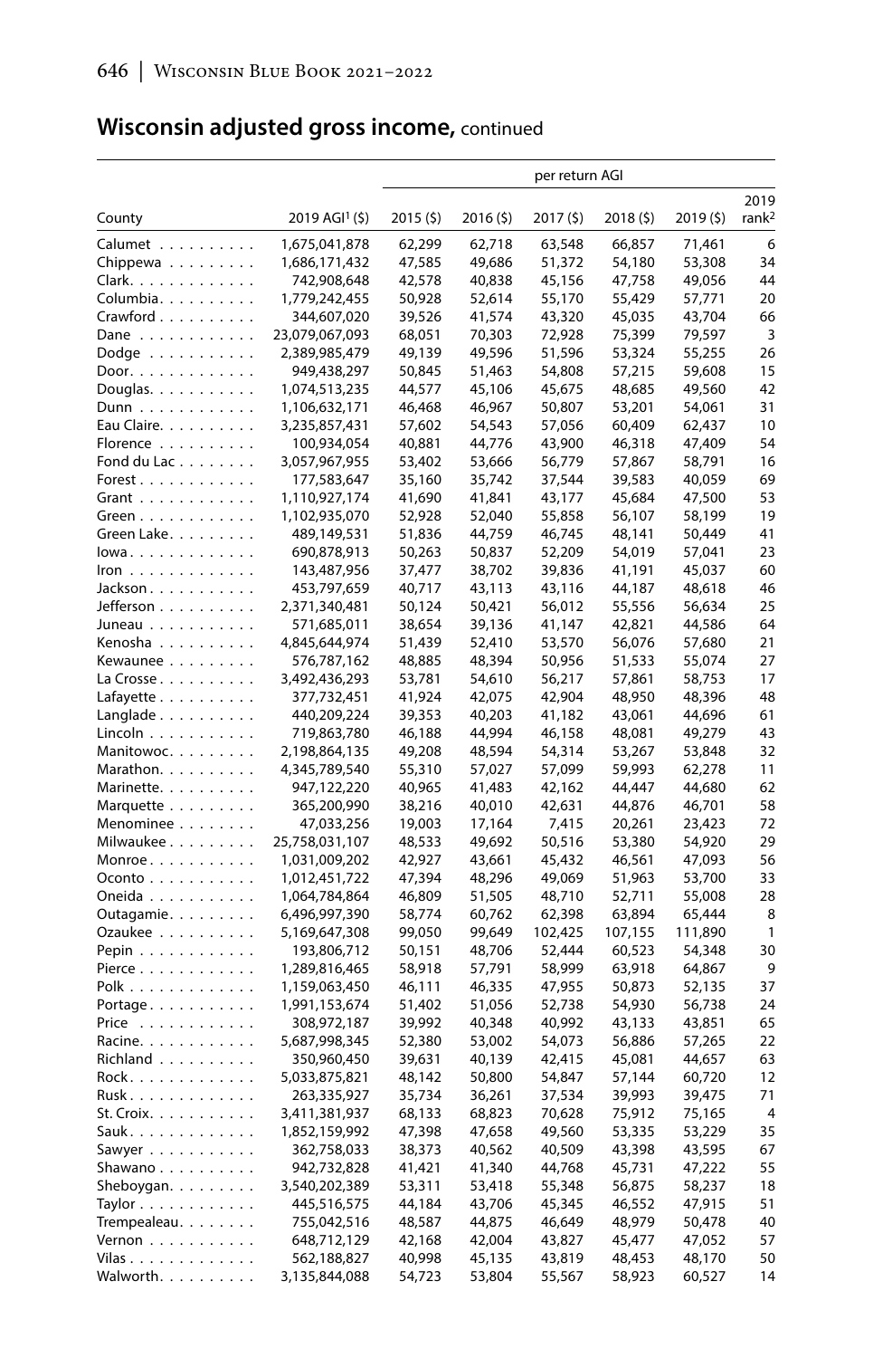## **Wisconsin adjusted gross income,** continued

| County | 2019 AGI[1] ($) | per return AGI | | | | | |
|---|---|---|---|---|---|---|---|
| | | 2015 ($) | 2016 ($) | 2017 ($) | 2018 ($) | 2019 ($) | 2019 rank[2] |
| Calumet | 1,675,041,878 | 62,299 | 62,718 | 63,548 | 66,857 | 71,461 | 6 |
| Chippewa | 1,686,171,432 | 47,585 | 49,686 | 51,372 | 54,180 | 53,308 | 34 |
| Clark | 742,908,648 | 42,578 | 40,838 | 45,156 | 47,758 | 49,056 | 44 |
| Columbia | 1,779,242,455 | 50,928 | 52,614 | 55,170 | 55,429 | 57,771 | 20 |
| Crawford | 344,607,020 | 39,526 | 41,574 | 43,320 | 45,035 | 43,704 | 66 |
| Dane | 23,079,067,093 | 68,051 | 70,303 | 72,928 | 75,399 | 79,597 | 3 |
| Dodge | 2,389,985,479 | 49,139 | 49,596 | 51,596 | 53,324 | 55,255 | 26 |
| Door | 949,438,297 | 50,845 | 51,463 | 54,808 | 57,215 | 59,608 | 15 |
| Douglas | 1,074,513,235 | 44,577 | 45,106 | 45,675 | 48,685 | 49,560 | 42 |
| Dunn | 1,106,632,171 | 46,468 | 46,967 | 50,807 | 53,201 | 54,061 | 31 |
| Eau Claire | 3,235,857,431 | 57,602 | 54,543 | 57,056 | 60,409 | 62,437 | 10 |
| Florence | 100,934,054 | 40,881 | 44,776 | 43,900 | 46,318 | 47,409 | 54 |
| Fond du Lac | 3,057,967,955 | 53,402 | 53,666 | 56,779 | 57,867 | 58,791 | 16 |
| Forest | 177,583,647 | 35,160 | 35,742 | 37,544 | 39,583 | 40,059 | 69 |
| Grant | 1,110,927,174 | 41,690 | 41,841 | 43,177 | 45,684 | 47,500 | 53 |
| Green | 1,102,935,070 | 52,928 | 52,040 | 55,858 | 56,107 | 58,199 | 19 |
| Green Lake | 489,149,531 | 51,836 | 44,759 | 46,745 | 48,141 | 50,449 | 41 |
| Iowa | 690,878,913 | 50,263 | 50,837 | 52,209 | 54,019 | 57,041 | 23 |
| Iron | 143,487,956 | 37,477 | 38,702 | 39,836 | 41,191 | 45,037 | 60 |
| Jackson | 453,797,659 | 40,717 | 43,113 | 43,116 | 44,187 | 48,618 | 46 |
| Jefferson | 2,371,340,481 | 50,124 | 50,421 | 56,012 | 55,556 | 56,634 | 25 |
| Juneau | 571,685,011 | 38,654 | 39,136 | 41,147 | 42,821 | 44,586 | 64 |
| Kenosha | 4,845,644,974 | 51,439 | 52,410 | 53,570 | 56,076 | 57,680 | 21 |
| Kewaunee | 576,787,162 | 48,885 | 48,394 | 50,956 | 51,533 | 55,074 | 27 |
| La Crosse | 3,492,436,293 | 53,781 | 54,610 | 56,217 | 57,861 | 58,753 | 17 |
| Lafayette | 377,732,451 | 41,924 | 42,075 | 42,904 | 48,950 | 48,396 | 48 |
| Langlade | 440,209,224 | 39,353 | 40,203 | 41,182 | 43,061 | 44,696 | 61 |
| Lincoln | 719,863,780 | 46,188 | 44,994 | 46,158 | 48,081 | 49,279 | 43 |
| Manitowoc | 2,198,864,135 | 49,208 | 48,594 | 54,314 | 53,267 | 53,848 | 32 |
| Marathon | 4,345,789,540 | 55,310 | 57,027 | 57,099 | 59,993 | 62,278 | 11 |
| Marinette | 947,122,220 | 40,965 | 41,483 | 42,162 | 44,447 | 44,680 | 62 |
| Marquette | 365,200,990 | 38,216 | 40,010 | 42,631 | 44,876 | 46,701 | 58 |
| Menominee | 47,033,256 | 19,003 | 17,164 | 7,415 | 20,261 | 23,423 | 72 |
| Milwaukee | 25,758,031,107 | 48,533 | 49,692 | 50,516 | 53,380 | 54,920 | 29 |
| Monroe | 1,031,009,202 | 42,927 | 43,661 | 45,432 | 46,561 | 47,093 | 56 |
| Oconto | 1,012,451,722 | 47,394 | 48,296 | 49,069 | 51,963 | 53,700 | 33 |
| Oneida | 1,064,784,864 | 46,809 | 51,505 | 48,710 | 52,711 | 55,008 | 28 |
| Outagamie | 6,496,997,390 | 58,774 | 60,762 | 62,398 | 63,894 | 65,444 | 8 |
| Ozaukee | 5,169,647,308 | 99,050 | 99,649 | 102,425 | 107,155 | 111,890 | 1 |
| Pepin | 193,806,712 | 50,151 | 48,706 | 52,444 | 60,523 | 54,348 | 30 |
| Pierce | 1,289,816,465 | 58,918 | 57,791 | 58,999 | 63,918 | 64,867 | 9 |
| Polk | 1,159,063,450 | 46,111 | 46,335 | 47,955 | 50,873 | 52,135 | 37 |
| Portage | 1,991,153,674 | 51,402 | 51,056 | 52,738 | 54,930 | 56,738 | 24 |
| Price | 308,972,187 | 39,992 | 40,348 | 40,992 | 43,133 | 43,851 | 65 |
| Racine | 5,687,998,345 | 52,380 | 53,002 | 54,073 | 56,886 | 57,265 | 22 |
| Richland | 350,960,450 | 39,631 | 40,139 | 42,415 | 45,081 | 44,657 | 63 |
| Rock | 5,033,875,821 | 48,142 | 50,800 | 54,847 | 57,144 | 60,720 | 12 |
| Rusk | 263,335,927 | 35,734 | 36,261 | 37,534 | 39,993 | 39,475 | 71 |
| St. Croix | 3,411,381,937 | 68,133 | 68,823 | 70,628 | 75,912 | 75,165 | 4 |
| Sauk | 1,852,159,992 | 47,398 | 47,658 | 49,560 | 53,335 | 53,229 | 35 |
| Sawyer | 362,758,033 | 38,373 | 40,562 | 40,509 | 43,398 | 43,595 | 67 |
| Shawano | 942,732,828 | 41,421 | 41,340 | 44,768 | 45,731 | 47,222 | 55 |
| Sheboygan | 3,540,202,389 | 53,311 | 53,418 | 55,348 | 56,875 | 58,237 | 18 |
| Taylor | 445,516,575 | 44,184 | 43,706 | 45,345 | 46,552 | 47,915 | 51 |
| Trempealeau | 755,042,516 | 48,587 | 44,875 | 46,649 | 48,979 | 50,478 | 40 |
| Vernon | 648,712,129 | 42,168 | 42,004 | 43,827 | 45,477 | 47,052 | 57 |
| Vilas | 562,188,827 | 40,998 | 45,135 | 43,819 | 48,453 | 48,170 | 50 |
| Walworth | 3,135,844,088 | 54,723 | 53,804 | 55,567 | 58,923 | 60,527 | 14 |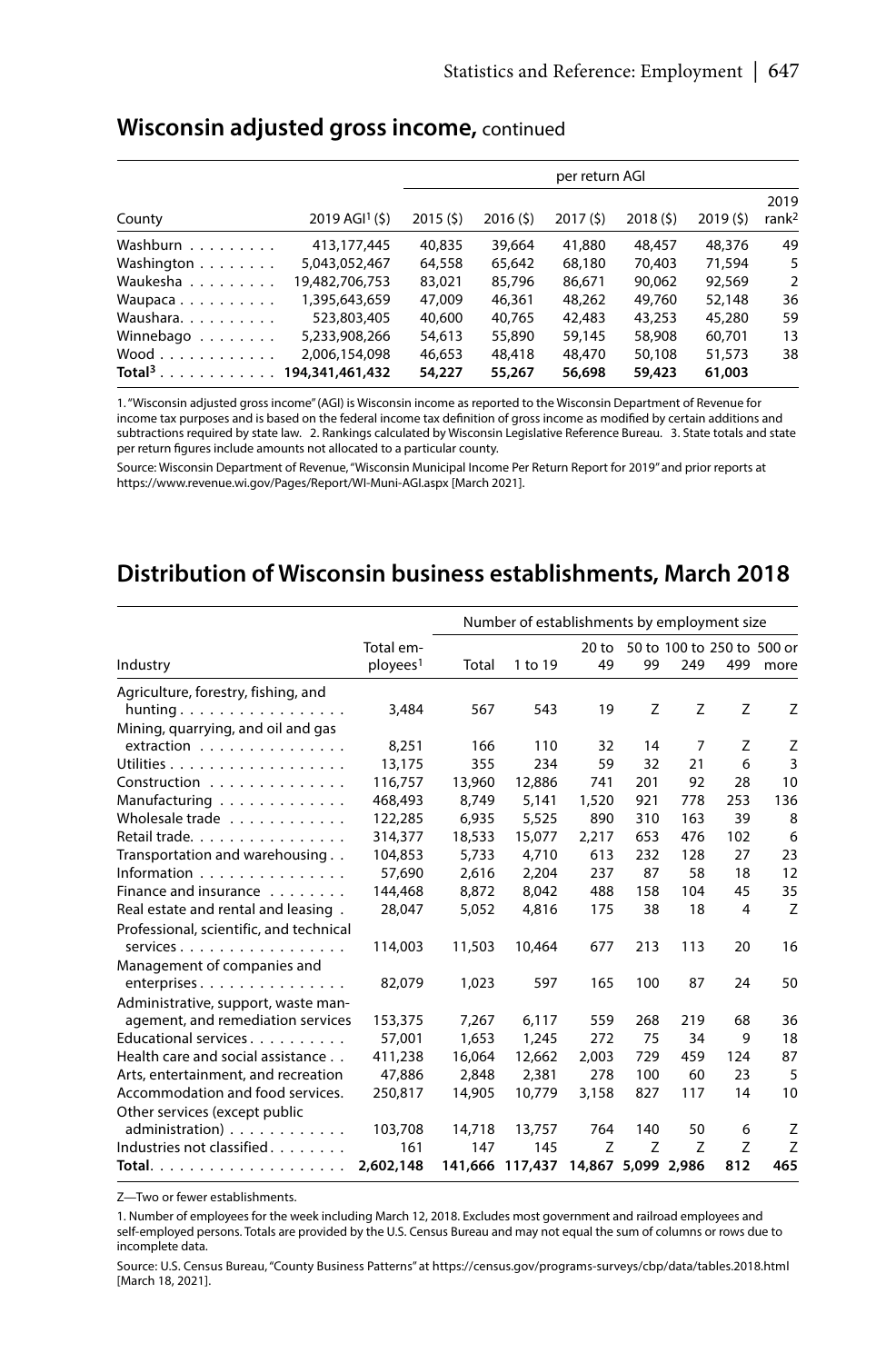## Wisconsin adjusted gross income, continued

| County | 2019 AGI[1] ($) | per return AGI 2015 ($) | 2016 ($) | 2017 ($) | 2018 ($) | 2019 ($) | 2019 rank[2] |
|---|---|---|---|---|---|---|---|
| Washburn | 413,177,445 | 40,835 | 39,664 | 41,880 | 48,457 | 48,376 | 49 |
| Washington | 5,043,052,467 | 64,558 | 65,642 | 68,180 | 70,403 | 71,594 | 5 |
| Waukesha | 19,482,706,753 | 83,021 | 85,796 | 86,671 | 90,062 | 92,569 | 2 |
| Waupaca | 1,395,643,659 | 47,009 | 46,361 | 48,262 | 49,760 | 52,148 | 36 |
| Waushara | 523,803,405 | 40,600 | 40,765 | 42,483 | 43,253 | 45,280 | 59 |
| Winnebago | 5,233,908,266 | 54,613 | 55,890 | 59,145 | 58,908 | 60,701 | 13 |
| Wood | 2,006,154,098 | 46,653 | 48,418 | 48,470 | 50,108 | 51,573 | 38 |
| **Total[3]** | **194,341,461,432** | **54,227** | **55,267** | **56,698** | **59,423** | **61,003** | |

1. "Wisconsin adjusted gross income" (AGI) is Wisconsin income as reported to the Wisconsin Department of Revenue for income tax purposes and is based on the federal income tax definition of gross income as modified by certain additions and subtractions required by state law. 2. Rankings calculated by Wisconsin Legislative Reference Bureau. 3. State totals and state per return figures include amounts not allocated to a particular county.

Source: Wisconsin Department of Revenue, "Wisconsin Municipal Income Per Return Report for 2019" and prior reports at https://www.revenue.wi.gov/Pages/Report/WI-Muni-AGI.aspx [March 2021].

## Distribution of Wisconsin business establishments, March 2018

| Industry | Total employees[1] | Number of establishments by employment size: Total | 1 to 19 | 20 to 49 | 50 to 99 | 100 to 249 | 250 to 499 | 500 or more |
|---|---|---|---|---|---|---|---|---|
| Agriculture, forestry, fishing, and hunting | 3,484 | 567 | 543 | 19 | Z | Z | Z | Z |
| Mining, quarrying, and oil and gas extraction | 8,251 | 166 | 110 | 32 | 14 | 7 | Z | Z |
| Utilities | 13,175 | 355 | 234 | 59 | 32 | 21 | 6 | 3 |
| Construction | 116,757 | 13,960 | 12,886 | 741 | 201 | 92 | 28 | 10 |
| Manufacturing | 468,493 | 8,749 | 5,141 | 1,520 | 921 | 778 | 253 | 136 |
| Wholesale trade | 122,285 | 6,935 | 5,525 | 890 | 310 | 163 | 39 | 8 |
| Retail trade | 314,377 | 18,533 | 15,077 | 2,217 | 653 | 476 | 102 | 6 |
| Transportation and warehousing | 104,853 | 5,733 | 4,710 | 613 | 232 | 128 | 27 | 23 |
| Information | 57,690 | 2,616 | 2,204 | 237 | 87 | 58 | 18 | 12 |
| Finance and insurance | 144,468 | 8,872 | 8,042 | 488 | 158 | 104 | 45 | 35 |
| Real estate and rental and leasing | 28,047 | 5,052 | 4,816 | 175 | 38 | 18 | 4 | Z |
| Professional, scientific, and technical services | 114,003 | 11,503 | 10,464 | 677 | 213 | 113 | 20 | 16 |
| Management of companies and enterprises | 82,079 | 1,023 | 597 | 165 | 100 | 87 | 24 | 50 |
| Administrative, support, waste management, and remediation services | 153,375 | 7,267 | 6,117 | 559 | 268 | 219 | 68 | 36 |
| Educational services | 57,001 | 1,653 | 1,245 | 272 | 75 | 34 | 9 | 18 |
| Health care and social assistance | 411,238 | 16,064 | 12,662 | 2,003 | 729 | 459 | 124 | 87 |
| Arts, entertainment, and recreation | 47,886 | 2,848 | 2,381 | 278 | 100 | 60 | 23 | 5 |
| Accommodation and food services | 250,817 | 14,905 | 10,779 | 3,158 | 827 | 117 | 14 | 10 |
| Other services (except public administration) | 103,708 | 14,718 | 13,757 | 764 | 140 | 50 | 6 | Z |
| Industries not classified | 161 | 147 | 145 | Z | Z | Z | Z | Z |
| **Total** | **2,602,148** | **141,666** | **117,437** | **14,867** | **5,099** | **2,986** | **812** | **465** |

Z—Two or fewer establishments.

1. Number of employees for the week including March 12, 2018. Excludes most government and railroad employees and self-employed persons. Totals are provided by the U.S. Census Bureau and may not equal the sum of columns or rows due to incomplete data.

Source: U.S. Census Bureau, "County Business Patterns" at https://census.gov/programs-surveys/cbp/data/tables.2018.html [March 18, 2021].